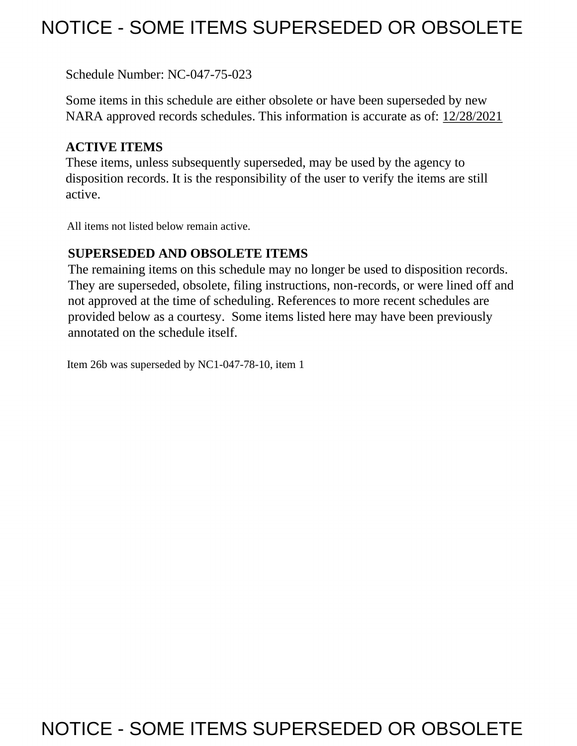# NOTICE - SOME ITEMS SUPERSEDED OR OBSOLETE

Schedule Number: NC-047-75-023

Some items in this schedule are either obsolete or have been superseded by new NARA approved records schedules. This information is accurate as of: 12/28/2021

**ACTIVE ITEMS**

These items, unless subsequently superseded, may be used by the agency to disposition records. It is the responsibility of the user to verify the items are still active.

All items not listed below remain active.

**SUPERSEDED AND OBSOLETE ITEMS**

The remaining items on this schedule may no longer be used to disposition records. They are superseded, obsolete, filing instructions, non-records, or were lined off and not approved at the time of scheduling. References to more recent schedules are provided below as a courtesy. Some items listed here may have been previously annotated on the schedule itself.

Item 26b was superseded by NC1-047-78-10, item 1

# NOTICE - SOME ITEMS SUPERSEDED OR OBSOLETE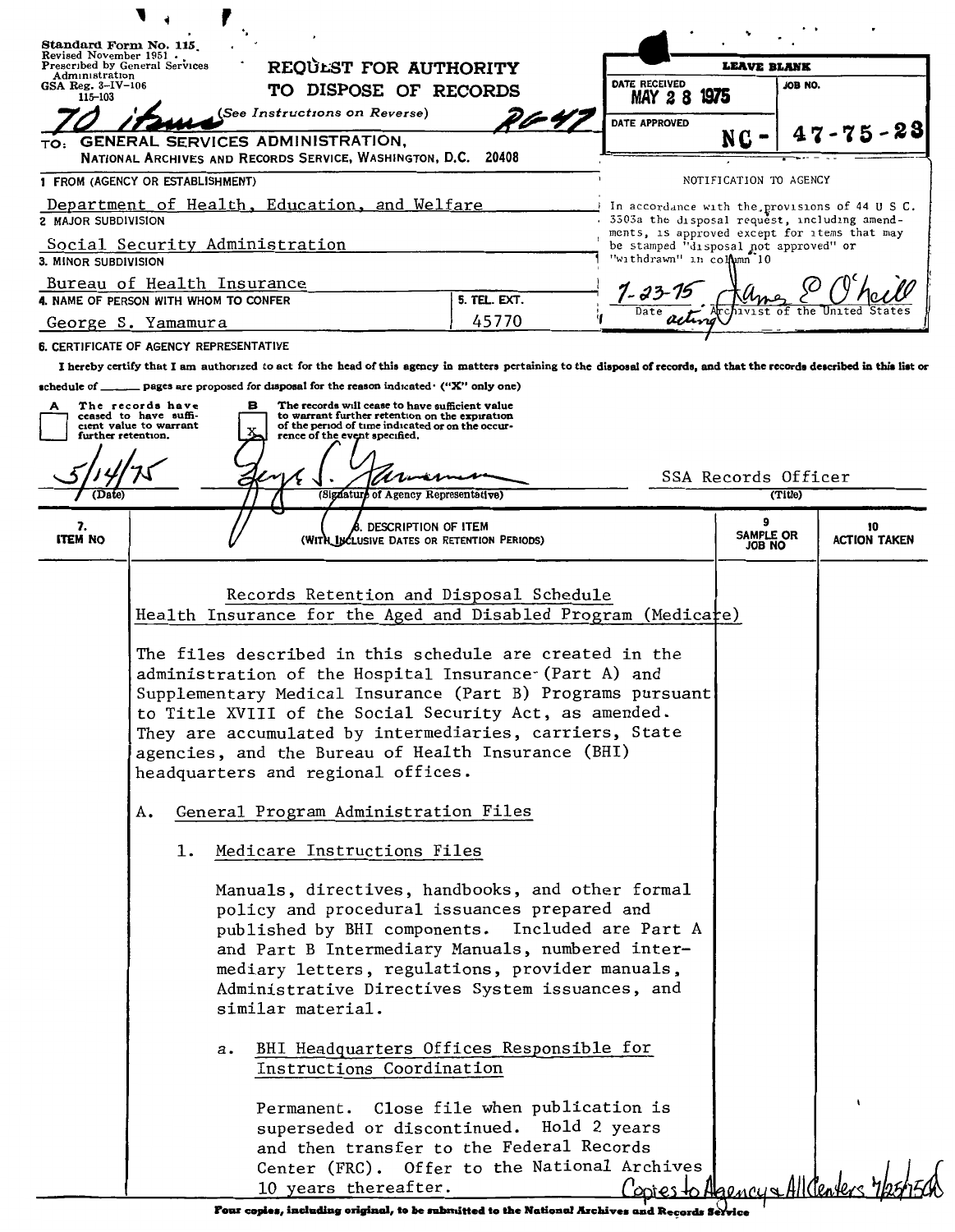Standard Form No. 115
Revised November 1951
Prescribed by General Services Administration
GSA Reg. 3-IV-106
115-103

**REQUEST FOR AUTHORITY TO DISPOSE OF RECORDS**
(See Instructions on Reverse)

70 items — RG 47

TO: GENERAL SERVICES ADMINISTRATION, NATIONAL ARCHIVES AND RECORDS SERVICE, WASHINGTON, D.C. 20408

| LEAVE BLANK | |
|---|---|
| DATE RECEIVED: MAY 28 1975 | JOB NO. |
| DATE APPROVED | NC-47-75-23 |

NOTIFICATION TO AGENCY

In accordance with the provisions of 44 U S C. 3303a the disposal request, including amendments, is approved except for items that may be stamped "disposal not approved" or "withdrawn" in column 10

7-23-75 — James E O'Neill (acting) Archivist of the United States

1. FROM (AGENCY OR ESTABLISHMENT): Department of Health, Education, and Welfare
2. MAJOR SUBDIVISION: Social Security Administration
3. MINOR SUBDIVISION: Bureau of Health Insurance
4. NAME OF PERSON WITH WHOM TO CONFER: George S. Yamamura
5. TEL. EXT.: 45770

6. CERTIFICATE OF AGENCY REPRESENTATIVE

I hereby certify that I am authorized to act for the head of this agency in matters pertaining to the disposal of records, and that the records described in this list or schedule of ____ pages are proposed for disposal for the reason indicated: ("X" only one)

- [ ] A The records have ceased to have sufficient value to warrant further retention.
- [x] B The records will cease to have sufficient value to warrant further retention on the expiration of the period of time indicated or on the occurrence of the event specified.

5/14/75 — (Signature of Agency Representative) — SSA Records Officer (Title)

| 7. ITEM NO | 8. DESCRIPTION OF ITEM (WITH INCLUSIVE DATES OR RETENTION PERIODS) | 9. SAMPLE OR JOB NO | 10. ACTION TAKEN |
|---|---|---|---|

Records Retention and Disposal Schedule
Health Insurance for the Aged and Disabled Program (Medicare)

The files described in this schedule are created in the administration of the Hospital Insurance (Part A) and Supplementary Medical Insurance (Part B) Programs pursuant to Title XVIII of the Social Security Act, as amended. They are accumulated by intermediaries, carriers, State agencies, and the Bureau of Health Insurance (BHI) headquarters and regional offices.

A. General Program Administration Files

1. Medicare Instructions Files

Manuals, directives, handbooks, and other formal policy and procedural issuances prepared and published by BHI components. Included are Part A and Part B Intermediary Manuals, numbered intermediary letters, regulations, provider manuals, Administrative Directives System issuances, and similar material.

a. BHI Headquarters Offices Responsible for Instructions Coordination

Permanent. Close file when publication is superseded or discontinued. Hold 2 years and then transfer to the Federal Records Center (FRC). Offer to the National Archives 10 years thereafter.

Copies to Agency & All Centers 7/25/75

Four copies, including original, to be submitted to the National Archives and Records Service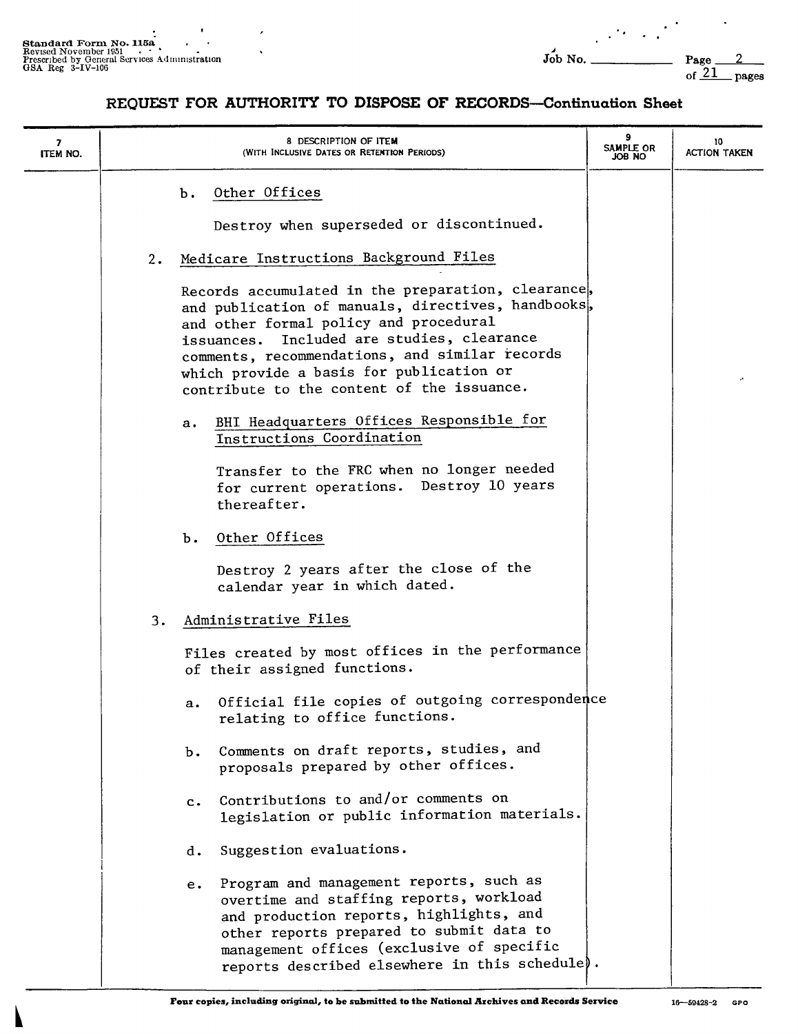Standard Form No. 115a
Revised November 1951
Prescribed by General Services Administration
GSA Reg 3-IV-106

Job No. ________ Page 2 of 21 pages

## REQUEST FOR AUTHORITY TO DISPOSE OF RECORDS—Continuation Sheet

| 7 ITEM NO. | 8 DESCRIPTION OF ITEM (WITH INCLUSIVE DATES OR RETENTION PERIODS) | 9 SAMPLE OR JOB NO | 10 ACTION TAKEN |
|---|---|---|---|

b. Other Offices

Destroy when superseded or discontinued.

2. Medicare Instructions Background Files

Records accumulated in the preparation, clearance, and publication of manuals, directives, handbooks, and other formal policy and procedural issuances. Included are studies, clearance comments, recommendations, and similar records which provide a basis for publication or contribute to the content of the issuance.

a. BHI Headquarters Offices Responsible for Instructions Coordination

Transfer to the FRC when no longer needed for current operations. Destroy 10 years thereafter.

b. Other Offices

Destroy 2 years after the close of the calendar year in which dated.

3. Administrative Files

Files created by most offices in the performance of their assigned functions.

a. Official file copies of outgoing correspondence relating to office functions.

b. Comments on draft reports, studies, and proposals prepared by other offices.

c. Contributions to and/or comments on legislation or public information materials.

d. Suggestion evaluations.

e. Program and management reports, such as overtime and staffing reports, workload and production reports, highlights, and other reports prepared to submit data to management offices (exclusive of specific reports described elsewhere in this schedule).

Four copies, including original, to be submitted to the National Archives and Records Service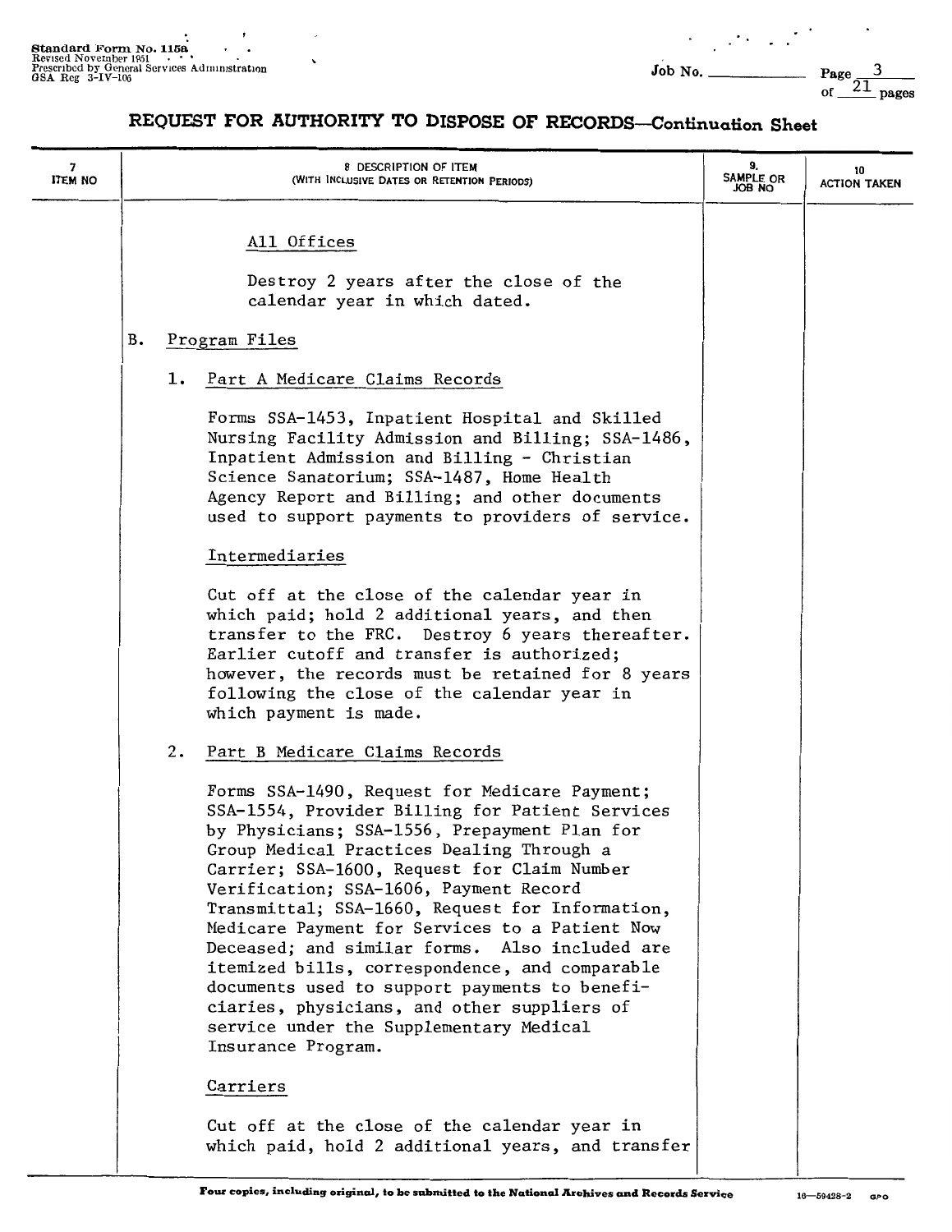**Standard Form No. 115a**
Revised November 1951
Prescribed by General Services Administration
GSA Reg 3-IV-106

Job No. ________ Page 3 of 21 pages

## REQUEST FOR AUTHORITY TO DISPOSE OF RECORDS—Continuation Sheet

| 7 ITEM NO | 8 DESCRIPTION OF ITEM (WITH INCLUSIVE DATES OR RETENTION PERIODS) | 9. SAMPLE OR JOB NO | 10 ACTION TAKEN |
|---|---|---|---|

All Offices

Destroy 2 years after the close of the calendar year in which dated.

B. Program Files

1. Part A Medicare Claims Records

   Forms SSA-1453, Inpatient Hospital and Skilled Nursing Facility Admission and Billing; SSA-1486, Inpatient Admission and Billing - Christian Science Sanatorium; SSA-1487, Home Health Agency Report and Billing; and other documents used to support payments to providers of service.

   Intermediaries

   Cut off at the close of the calendar year in which paid; hold 2 additional years, and then transfer to the FRC. Destroy 6 years thereafter. Earlier cutoff and transfer is authorized; however, the records must be retained for 8 years following the close of the calendar year in which payment is made.

2. Part B Medicare Claims Records

   Forms SSA-1490, Request for Medicare Payment; SSA-1554, Provider Billing for Patient Services by Physicians; SSA-1556, Prepayment Plan for Group Medical Practices Dealing Through a Carrier; SSA-1600, Request for Claim Number Verification; SSA-1606, Payment Record Transmittal; SSA-1660, Request for Information, Medicare Payment for Services to a Patient Now Deceased; and similar forms. Also included are itemized bills, correspondence, and comparable documents used to support payments to beneficiaries, physicians, and other suppliers of service under the Supplementary Medical Insurance Program.

   Carriers

   Cut off at the close of the calendar year in which paid, hold 2 additional years, and transfer

Four copies, including original, to be submitted to the National Archives and Records Service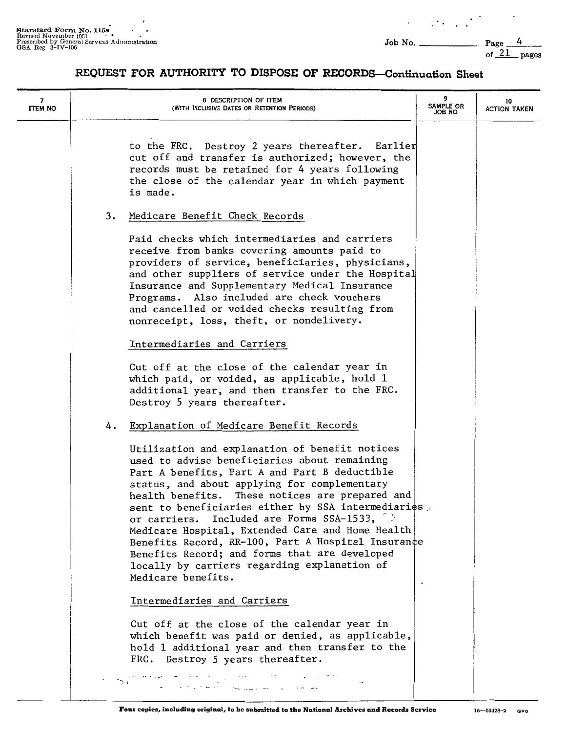## REQUEST FOR AUTHORITY TO DISPOSE OF RECORDS—Continuation Sheet

| 7 ITEM NO | 8 DESCRIPTION OF ITEM (WITH INCLUSIVE DATES OR RETENTION PERIODS) | 9 SAMPLE OR JOB NO | 10 ACTION TAKEN |
|---|---|---|---|

to the FRC. Destroy 2 years thereafter. Earlier cut off and transfer is authorized; however, the records must be retained for 4 years following the close of the calendar year in which payment is made.

3. Medicare Benefit Check Records

Paid checks which intermediaries and carriers receive from banks covering amounts paid to providers of service, beneficiaries, physicians, and other suppliers of service under the Hospital Insurance and Supplementary Medical Insurance Programs. Also included are check vouchers and cancelled or voided checks resulting from nonreceipt, loss, theft, or nondelivery.

Intermediaries and Carriers

Cut off at the close of the calendar year in which paid, or voided, as applicable, hold 1 additional year, and then transfer to the FRC. Destroy 5 years thereafter.

4. Explanation of Medicare Benefit Records

Utilization and explanation of benefit notices used to advise beneficiaries about remaining Part A benefits, Part A and Part B deductible status, and about applying for complementary health benefits. These notices are prepared and sent to beneficiaries either by SSA intermediaries or carriers. Included are Forms SSA-1533, Medicare Hospital, Extended Care and Home Health Benefits Record, RR-100, Part A Hospital Insurance Benefits Record; and forms that are developed locally by carriers regarding explanation of Medicare benefits.

Intermediaries and Carriers

Cut off at the close of the calendar year in which benefit was paid or denied, as applicable, hold 1 additional year and then transfer to the FRC. Destroy 5 years thereafter.

Four copies, including original, to be submitted to the National Archives and Records Service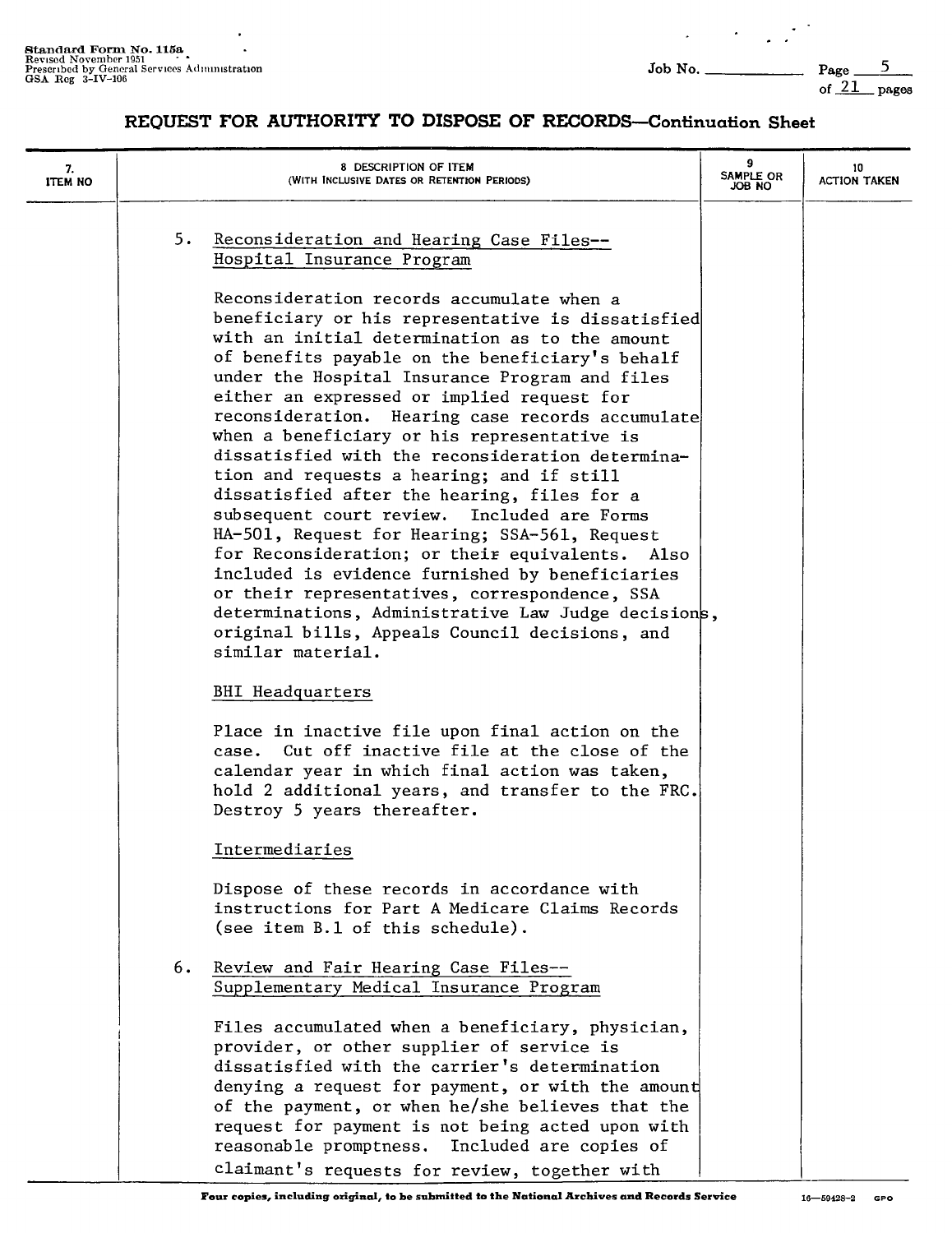## REQUEST FOR AUTHORITY TO DISPOSE OF RECORDS—Continuation Sheet

| 7. ITEM NO | 8. DESCRIPTION OF ITEM (WITH INCLUSIVE DATES OR RETENTION PERIODS) | 9. SAMPLE OR JOB NO | 10. ACTION TAKEN |
|---|---|---|---|

5. Reconsideration and Hearing Case Files--Hospital Insurance Program

Reconsideration records accumulate when a beneficiary or his representative is dissatisfied with an initial determination as to the amount of benefits payable on the beneficiary's behalf under the Hospital Insurance Program and files either an expressed or implied request for reconsideration. Hearing case records accumulate when a beneficiary or his representative is dissatisfied with the reconsideration determination and requests a hearing; and if still dissatisfied after the hearing, files for a subsequent court review. Included are Forms HA-501, Request for Hearing; SSA-561, Request for Reconsideration; or their equivalents. Also included is evidence furnished by beneficiaries or their representatives, correspondence, SSA determinations, Administrative Law Judge decisions, original bills, Appeals Council decisions, and similar material.

BHI Headquarters

Place in inactive file upon final action on the case. Cut off inactive file at the close of the calendar year in which final action was taken, hold 2 additional years, and transfer to the FRC. Destroy 5 years thereafter.

Intermediaries

Dispose of these records in accordance with instructions for Part A Medicare Claims Records (see item B.1 of this schedule).

6. Review and Fair Hearing Case Files--Supplementary Medical Insurance Program

Files accumulated when a beneficiary, physician, provider, or other supplier of service is dissatisfied with the carrier's determination denying a request for payment, or with the amount of the payment, or when he/she believes that the request for payment is not being acted upon with reasonable promptness. Included are copies of claimant's requests for review, together with

Four copies, including original, to be submitted to the National Archives and Records Service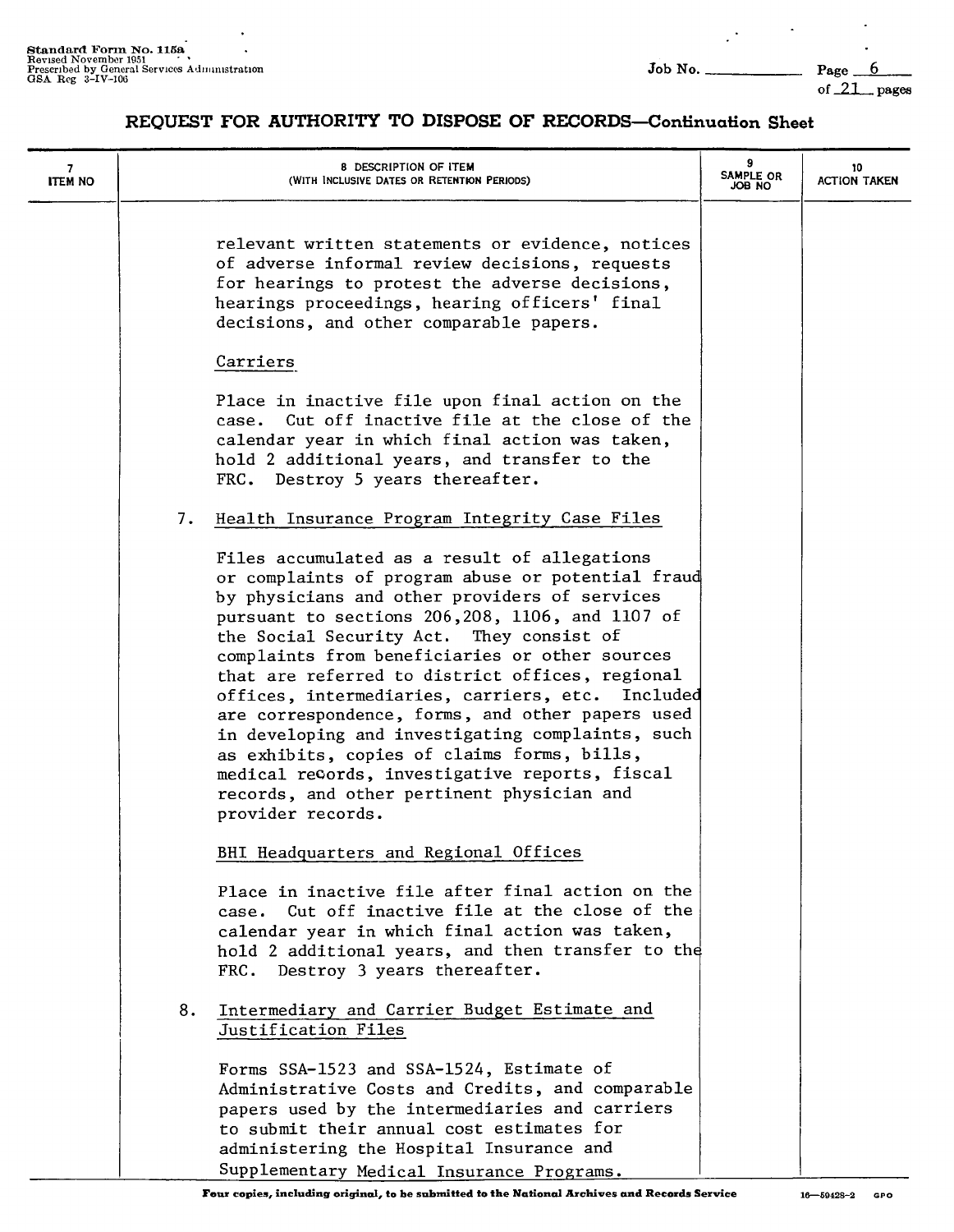## REQUEST FOR AUTHORITY TO DISPOSE OF RECORDS—Continuation Sheet

| 7 ITEM NO | 8 DESCRIPTION OF ITEM (WITH INCLUSIVE DATES OR RETENTION PERIODS) | 9 SAMPLE OR JOB NO | 10 ACTION TAKEN |
|---|---|---|---|

relevant written statements or evidence, notices of adverse informal review decisions, requests for hearings to protest the adverse decisions, hearings proceedings, hearing officers' final decisions, and other comparable papers.

Carriers

Place in inactive file upon final action on the case. Cut off inactive file at the close of the calendar year in which final action was taken, hold 2 additional years, and transfer to the FRC. Destroy 5 years thereafter.

7. Health Insurance Program Integrity Case Files

Files accumulated as a result of allegations or complaints of program abuse or potential fraud by physicians and other providers of services pursuant to sections 206,208, 1106, and 1107 of the Social Security Act. They consist of complaints from beneficiaries or other sources that are referred to district offices, regional offices, intermediaries, carriers, etc. Included are correspondence, forms, and other papers used in developing and investigating complaints, such as exhibits, copies of claims forms, bills, medical records, investigative reports, fiscal records, and other pertinent physician and provider records.

BHI Headquarters and Regional Offices

Place in inactive file after final action on the case. Cut off inactive file at the close of the calendar year in which final action was taken, hold 2 additional years, and then transfer to the FRC. Destroy 3 years thereafter.

8. Intermediary and Carrier Budget Estimate and Justification Files

Forms SSA-1523 and SSA-1524, Estimate of Administrative Costs and Credits, and comparable papers used by the intermediaries and carriers to submit their annual cost estimates for administering the Hospital Insurance and Supplementary Medical Insurance Programs.

Four copies, including original, to be submitted to the National Archives and Records Service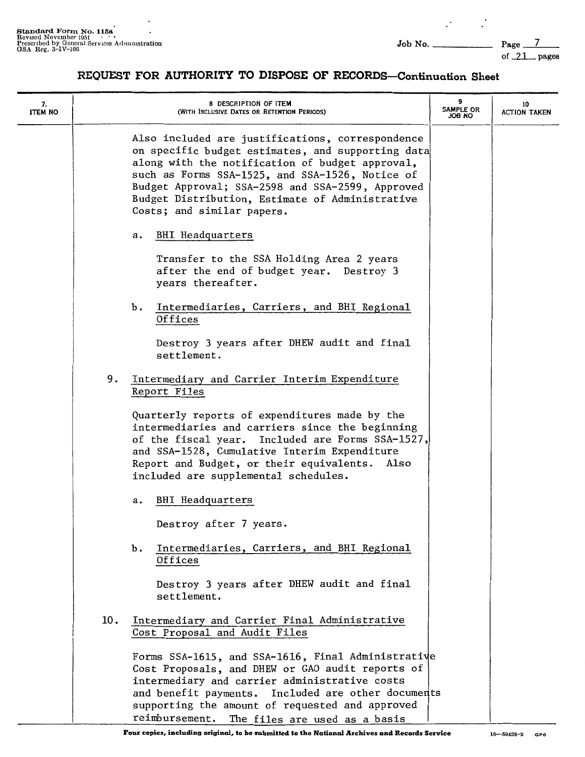## REQUEST FOR AUTHORITY TO DISPOSE OF RECORDS—Continuation Sheet

| 7. ITEM NO | 8 DESCRIPTION OF ITEM (WITH INCLUSIVE DATES OR RETENTION PERIODS) | 9 SAMPLE OR JOB NO | 10 ACTION TAKEN |
|---|---|---|---|

Also included are justifications, correspondence on specific budget estimates, and supporting data along with the notification of budget approval, such as Forms SSA-1525, and SSA-1526, Notice of Budget Approval; SSA-2598 and SSA-2599, Approved Budget Distribution, Estimate of Administrative Costs; and similar papers.

a. BHI Headquarters

Transfer to the SSA Holding Area 2 years after the end of budget year. Destroy 3 years thereafter.

b. Intermediaries, Carriers, and BHI Regional Offices

Destroy 3 years after DHEW audit and final settlement.

9. Intermediary and Carrier Interim Expenditure Report Files

Quarterly reports of expenditures made by the intermediaries and carriers since the beginning of the fiscal year. Included are Forms SSA-1527, and SSA-1528, Cumulative Interim Expenditure Report and Budget, or their equivalents. Also included are supplemental schedules.

a. BHI Headquarters

Destroy after 7 years.

b. Intermediaries, Carriers, and BHI Regional Offices

Destroy 3 years after DHEW audit and final settlement.

10. Intermediary and Carrier Final Administrative Cost Proposal and Audit Files

Forms SSA-1615, and SSA-1616, Final Administrative Cost Proposals, and DHEW or GAO audit reports of intermediary and carrier administrative costs and benefit payments. Included are other documents supporting the amount of requested and approved reimbursement. The files are used as a basis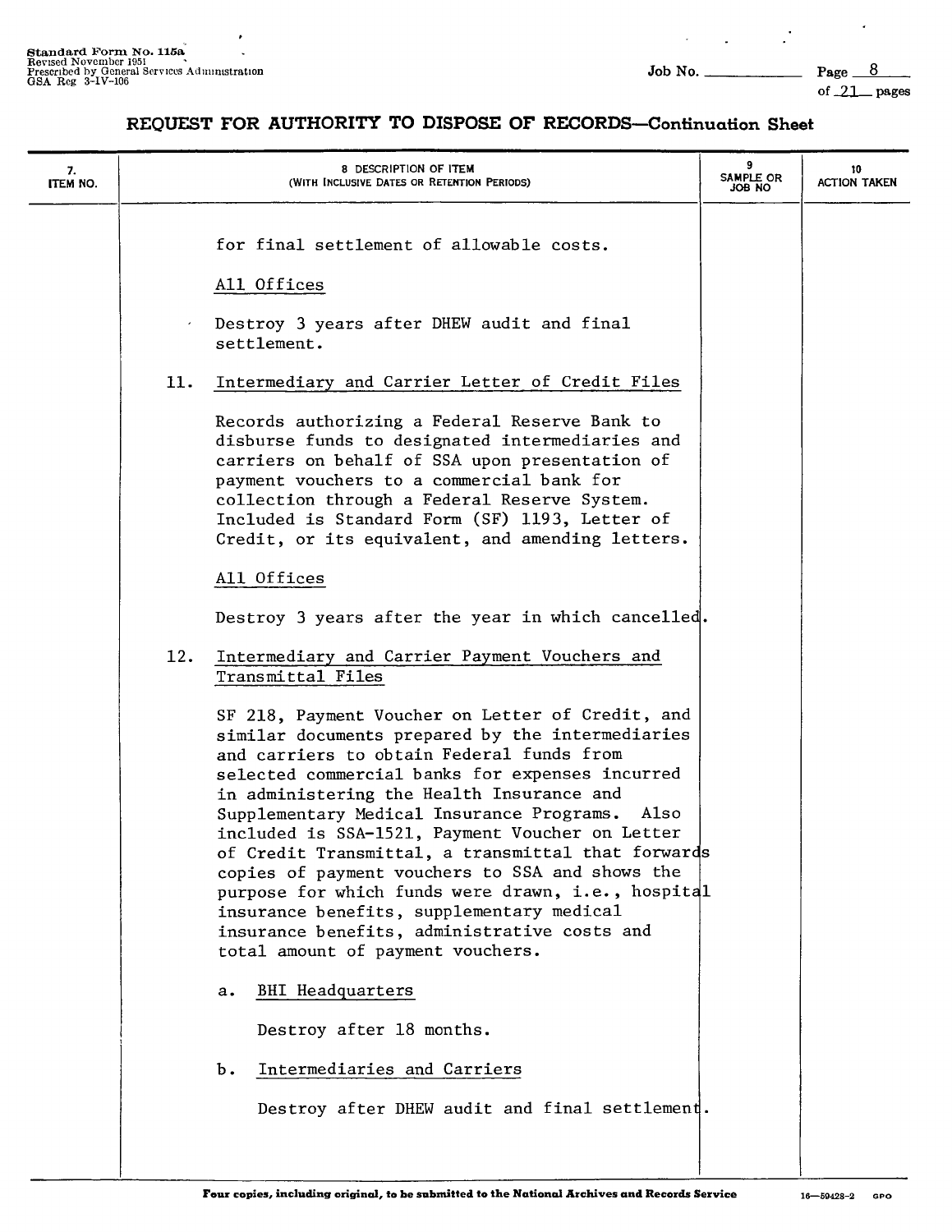# REQUEST FOR AUTHORITY TO DISPOSE OF RECORDS—Continuation Sheet

| 7. ITEM NO. | 8 DESCRIPTION OF ITEM (WITH INCLUSIVE DATES OR RETENTION PERIODS) | 9 SAMPLE OR JOB NO | 10 ACTION TAKEN |
|---|---|---|---|

for final settlement of allowable costs.

All Offices

Destroy 3 years after DHEW audit and final settlement.

11. Intermediary and Carrier Letter of Credit Files

Records authorizing a Federal Reserve Bank to disburse funds to designated intermediaries and carriers on behalf of SSA upon presentation of payment vouchers to a commercial bank for collection through a Federal Reserve System. Included is Standard Form (SF) 1193, Letter of Credit, or its equivalent, and amending letters.

All Offices

Destroy 3 years after the year in which cancelled.

12. Intermediary and Carrier Payment Vouchers and Transmittal Files

SF 218, Payment Voucher on Letter of Credit, and similar documents prepared by the intermediaries and carriers to obtain Federal funds from selected commercial banks for expenses incurred in administering the Health Insurance and Supplementary Medical Insurance Programs. Also included is SSA-1521, Payment Voucher on Letter of Credit Transmittal, a transmittal that forwards copies of payment vouchers to SSA and shows the purpose for which funds were drawn, i.e., hospital insurance benefits, supplementary medical insurance benefits, administrative costs and total amount of payment vouchers.

a. BHI Headquarters

Destroy after 18 months.

b. Intermediaries and Carriers

Destroy after DHEW audit and final settlement.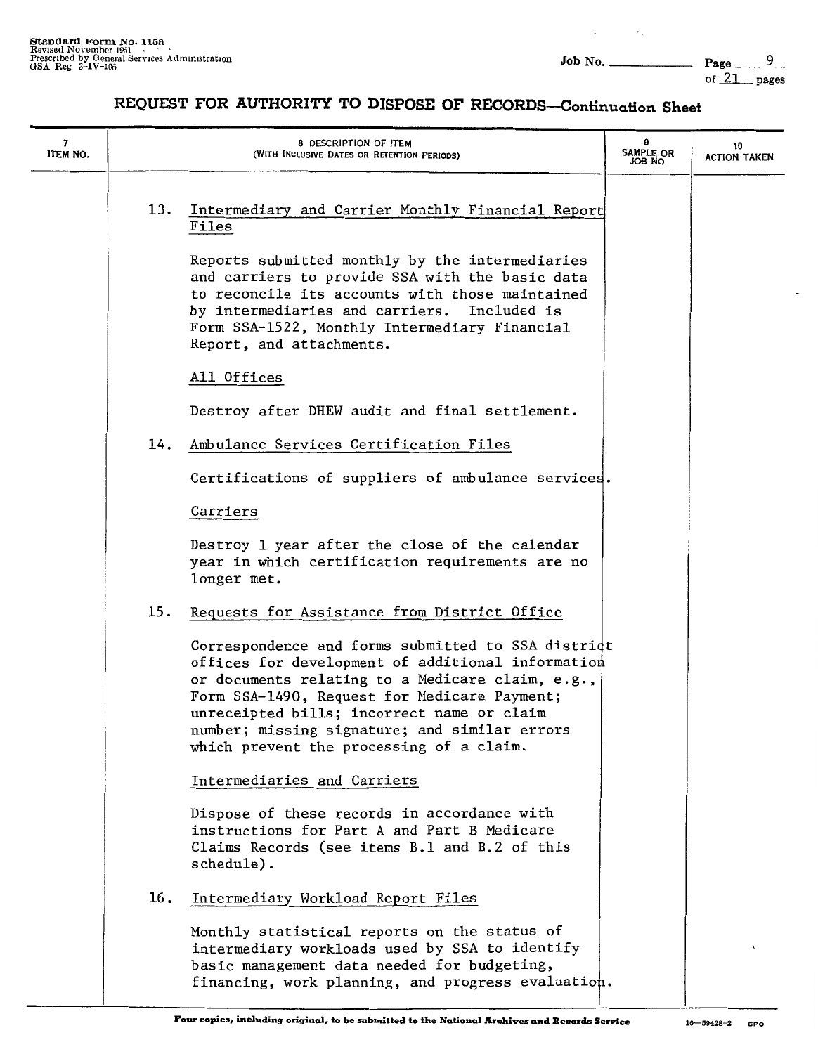Standard Form No. 115a
Revised November 1951
Prescribed by General Services Administration
GSA Reg 3-IV-106

Job No. ________

## REQUEST FOR AUTHORITY TO DISPOSE OF RECORDS—Continuation Sheet

| 7 ITEM NO. | 8 DESCRIPTION OF ITEM (WITH INCLUSIVE DATES OR RETENTION PERIODS) | 9 SAMPLE OR JOB NO | 10 ACTION TAKEN |
|---|---|---|---|

13. Intermediary and Carrier Monthly Financial Report Files

Reports submitted monthly by the intermediaries and carriers to provide SSA with the basic data to reconcile its accounts with those maintained by intermediaries and carriers. Included is Form SSA-1522, Monthly Intermediary Financial Report, and attachments.

All Offices

Destroy after DHEW audit and final settlement.

14. Ambulance Services Certification Files

Certifications of suppliers of ambulance services.

Carriers

Destroy 1 year after the close of the calendar year in which certification requirements are no longer met.

15. Requests for Assistance from District Office

Correspondence and forms submitted to SSA district offices for development of additional information or documents relating to a Medicare claim, e.g., Form SSA-1490, Request for Medicare Payment; unreceipted bills; incorrect name or claim number; missing signature; and similar errors which prevent the processing of a claim.

Intermediaries and Carriers

Dispose of these records in accordance with instructions for Part A and Part B Medicare Claims Records (see items B.1 and B.2 of this schedule).

16. Intermediary Workload Report Files

Monthly statistical reports on the status of intermediary workloads used by SSA to identify basic management data needed for budgeting, financing, work planning, and progress evaluation.

Four copies, including original, to be submitted to the National Archives and Records Service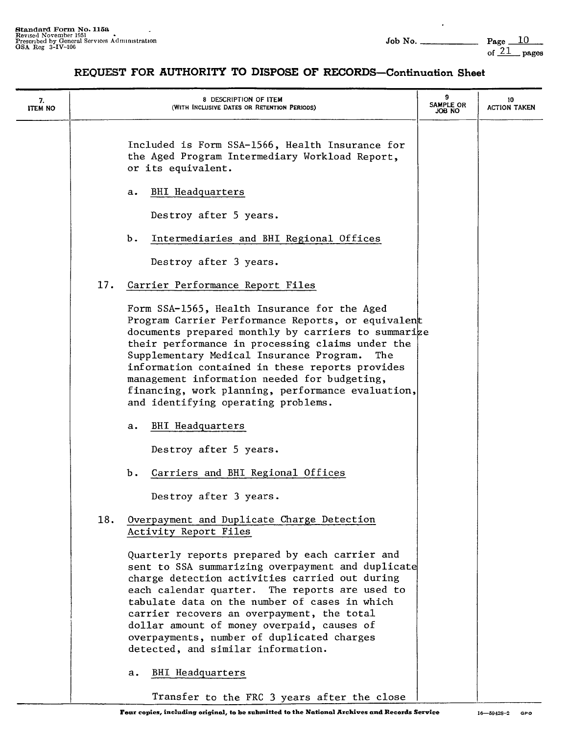## REQUEST FOR AUTHORITY TO DISPOSE OF RECORDS—Continuation Sheet

| 7. ITEM NO | 8. DESCRIPTION OF ITEM (WITH INCLUSIVE DATES OR RETENTION PERIODS) | 9. SAMPLE OR JOB NO | 10. ACTION TAKEN |
|---|---|---|---|

Included is Form SSA-1566, Health Insurance for the Aged Program Intermediary Workload Report, or its equivalent.

a. BHI Headquarters

Destroy after 5 years.

b. Intermediaries and BHI Regional Offices

Destroy after 3 years.

17. Carrier Performance Report Files

Form SSA-1565, Health Insurance for the Aged Program Carrier Performance Reports, or equivalent documents prepared monthly by carriers to summarize their performance in processing claims under the Supplementary Medical Insurance Program. The information contained in these reports provides management information needed for budgeting, financing, work planning, performance evaluation, and identifying operating problems.

a. BHI Headquarters

Destroy after 5 years.

b. Carriers and BHI Regional Offices

Destroy after 3 years.

18. Overpayment and Duplicate Charge Detection Activity Report Files

Quarterly reports prepared by each carrier and sent to SSA summarizing overpayment and duplicate charge detection activities carried out during each calendar quarter. The reports are used to tabulate data on the number of cases in which carrier recovers an overpayment, the total dollar amount of money overpaid, causes of overpayments, number of duplicated charges detected, and similar information.

a. BHI Headquarters

Transfer to the FRC 3 years after the close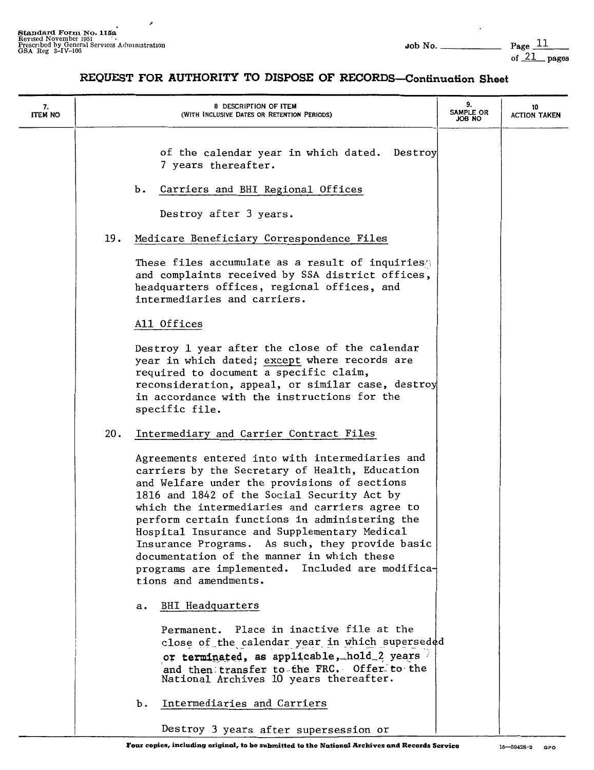# REQUEST FOR AUTHORITY TO DISPOSE OF RECORDS—Continuation Sheet

| 7. ITEM NO | 8 DESCRIPTION OF ITEM (WITH INCLUSIVE DATES OR RETENTION PERIODS) | 9. SAMPLE OR JOB NO | 10 ACTION TAKEN |
|---|---|---|---|

of the calendar year in which dated. Destroy 7 years thereafter.

b. Carriers and BHI Regional Offices

Destroy after 3 years.

19. Medicare Beneficiary Correspondence Files

These files accumulate as a result of inquiries and complaints received by SSA district offices, headquarters offices, regional offices, and intermediaries and carriers.

All Offices

Destroy 1 year after the close of the calendar year in which dated; *except* where records are required to document a specific claim, reconsideration, appeal, or similar case, destroy in accordance with the instructions for the specific file.

20. Intermediary and Carrier Contract Files

Agreements entered into with intermediaries and carriers by the Secretary of Health, Education and Welfare under the provisions of sections 1816 and 1842 of the Social Security Act by which the intermediaries and carriers agree to perform certain functions in administering the Hospital Insurance and Supplementary Medical Insurance Programs. As such, they provide basic documentation of the manner in which these programs are implemented. Included are modifications and amendments.

a. BHI Headquarters

Permanent. Place in inactive file at the close of the calendar year in which superseded or terminated, as applicable, hold 2 years and then transfer to the FRC. Offer to the National Archives 10 years thereafter.

b. Intermediaries and Carriers

Destroy 3 years after supersession or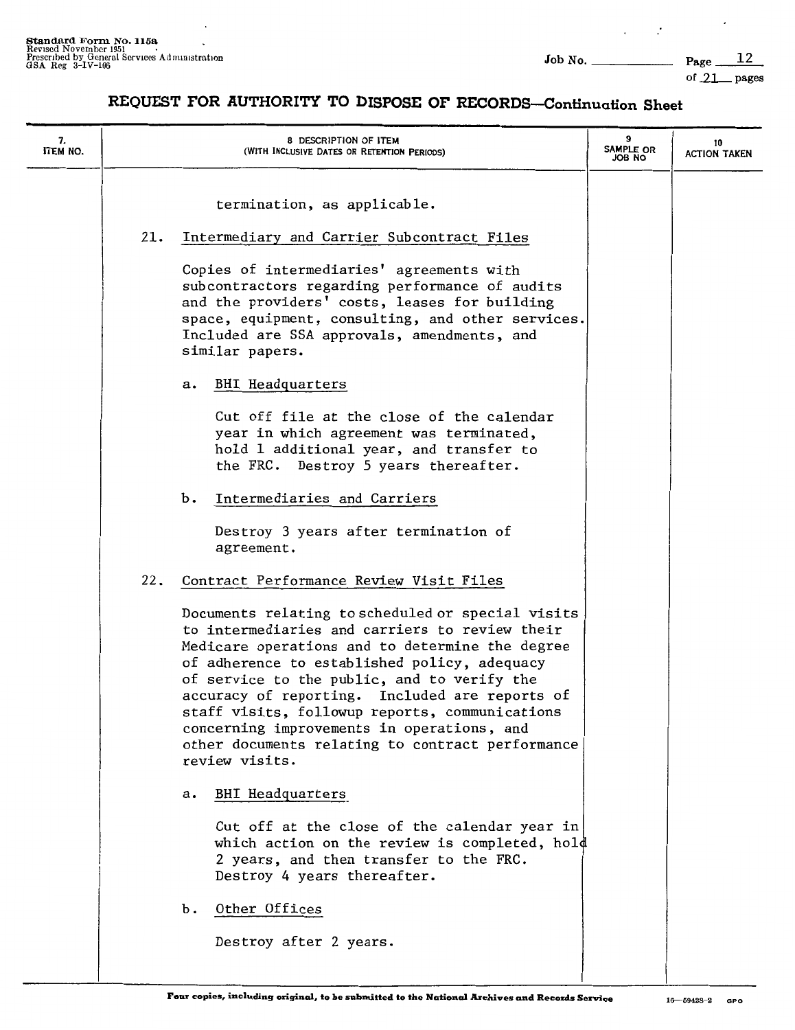## REQUEST FOR AUTHORITY TO DISPOSE OF RECORDS—Continuation Sheet

| 7. ITEM NO. | 8. DESCRIPTION OF ITEM (WITH INCLUSIVE DATES OR RETENTION PERIODS) | 9. SAMPLE OR JOB NO | 10. ACTION TAKEN |
|---|---|---|---|

termination, as applicable.

21. Intermediary and Carrier Subcontract Files

    Copies of intermediaries' agreements with subcontractors regarding performance of audits and the providers' costs, leases for building space, equipment, consulting, and other services. Included are SSA approvals, amendments, and similar papers.

    a. BHI Headquarters

       Cut off file at the close of the calendar year in which agreement was terminated, hold 1 additional year, and transfer to the FRC. Destroy 5 years thereafter.

    b. Intermediaries and Carriers

       Destroy 3 years after termination of agreement.

22. Contract Performance Review Visit Files

    Documents relating to scheduled or special visits to intermediaries and carriers to review their Medicare operations and to determine the degree of adherence to established policy, adequacy of service to the public, and to verify the accuracy of reporting. Included are reports of staff visits, followup reports, communications concerning improvements in operations, and other documents relating to contract performance review visits.

    a. BHI Headquarters

       Cut off at the close of the calendar year in which action on the review is completed, hold 2 years, and then transfer to the FRC. Destroy 4 years thereafter.

    b. Other Offices

       Destroy after 2 years.

Four copies, including original, to be submitted to the National Archives and Records Service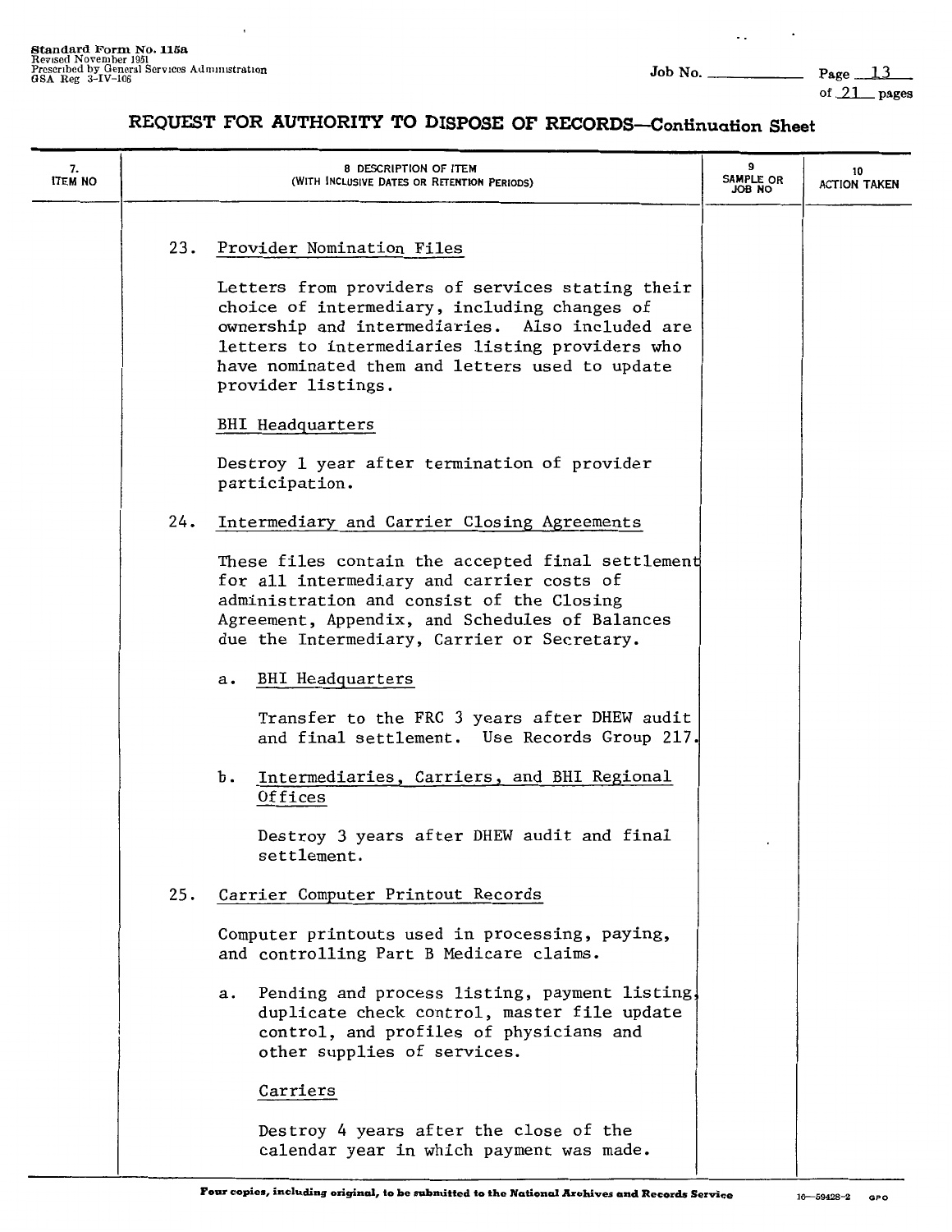# REQUEST FOR AUTHORITY TO DISPOSE OF RECORDS—Continuation Sheet

| 7. ITEM NO | 8 DESCRIPTION OF ITEM (WITH INCLUSIVE DATES OR RETENTION PERIODS) | 9 SAMPLE OR JOB NO | 10 ACTION TAKEN |
|---|---|---|---|

23. Provider Nomination Files

Letters from providers of services stating their choice of intermediary, including changes of ownership and intermediaries. Also included are letters to intermediaries listing providers who have nominated them and letters used to update provider listings.

BHI Headquarters

Destroy 1 year after termination of provider participation.

24. Intermediary and Carrier Closing Agreements

These files contain the accepted final settlement for all intermediary and carrier costs of administration and consist of the Closing Agreement, Appendix, and Schedules of Balances due the Intermediary, Carrier or Secretary.

a. BHI Headquarters

Transfer to the FRC 3 years after DHEW audit and final settlement. Use Records Group 217.

b. Intermediaries, Carriers, and BHI Regional Offices

Destroy 3 years after DHEW audit and final settlement.

25. Carrier Computer Printout Records

Computer printouts used in processing, paying, and controlling Part B Medicare claims.

a. Pending and process listing, payment listing, duplicate check control, master file update control, and profiles of physicians and other supplies of services.

Carriers

Destroy 4 years after the close of the calendar year in which payment was made.

Four copies, including original, to be submitted to the National Archives and Records Service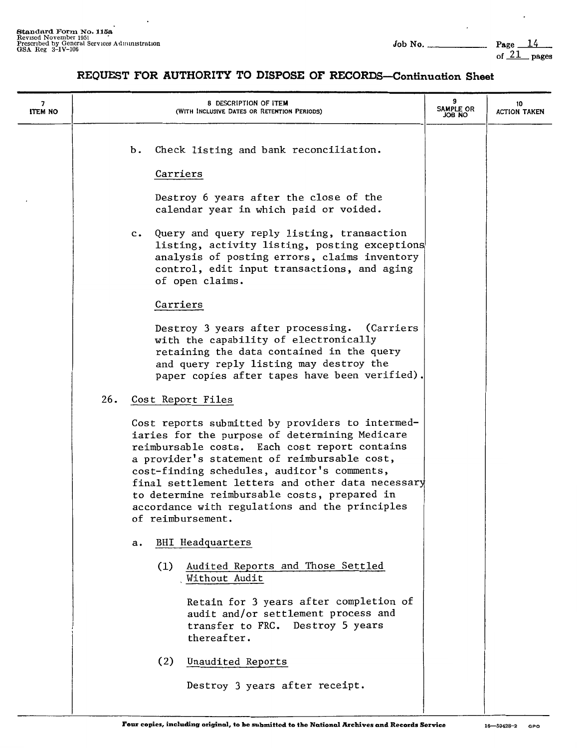## REQUEST FOR AUTHORITY TO DISPOSE OF RECORDS—Continuation Sheet

| 7 ITEM NO | 8 DESCRIPTION OF ITEM (WITH INCLUSIVE DATES OR RETENTION PERIODS) | 9 SAMPLE OR JOB NO | 10 ACTION TAKEN |
|---|---|---|---|

b. Check listing and bank reconciliation.

Carriers

Destroy 6 years after the close of the calendar year in which paid or voided.

c. Query and query reply listing, transaction listing, activity listing, posting exceptions analysis of posting errors, claims inventory control, edit input transactions, and aging of open claims.

Carriers

Destroy 3 years after processing. (Carriers with the capability of electronically retaining the data contained in the query and query reply listing may destroy the paper copies after tapes have been verified).

26. Cost Report Files

Cost reports submitted by providers to intermediaries for the purpose of determining Medicare reimbursable costs. Each cost report contains a provider's statement of reimbursable cost, cost-finding schedules, auditor's comments, final settlement letters and other data necessary to determine reimbursable costs, prepared in accordance with regulations and the principles of reimbursement.

a. BHI Headquarters

(1) Audited Reports and Those Settled Without Audit

Retain for 3 years after completion of audit and/or settlement process and transfer to FRC. Destroy 5 years thereafter.

(2) Unaudited Reports

Destroy 3 years after receipt.

Four copies, including original, to be submitted to the National Archives and Records Service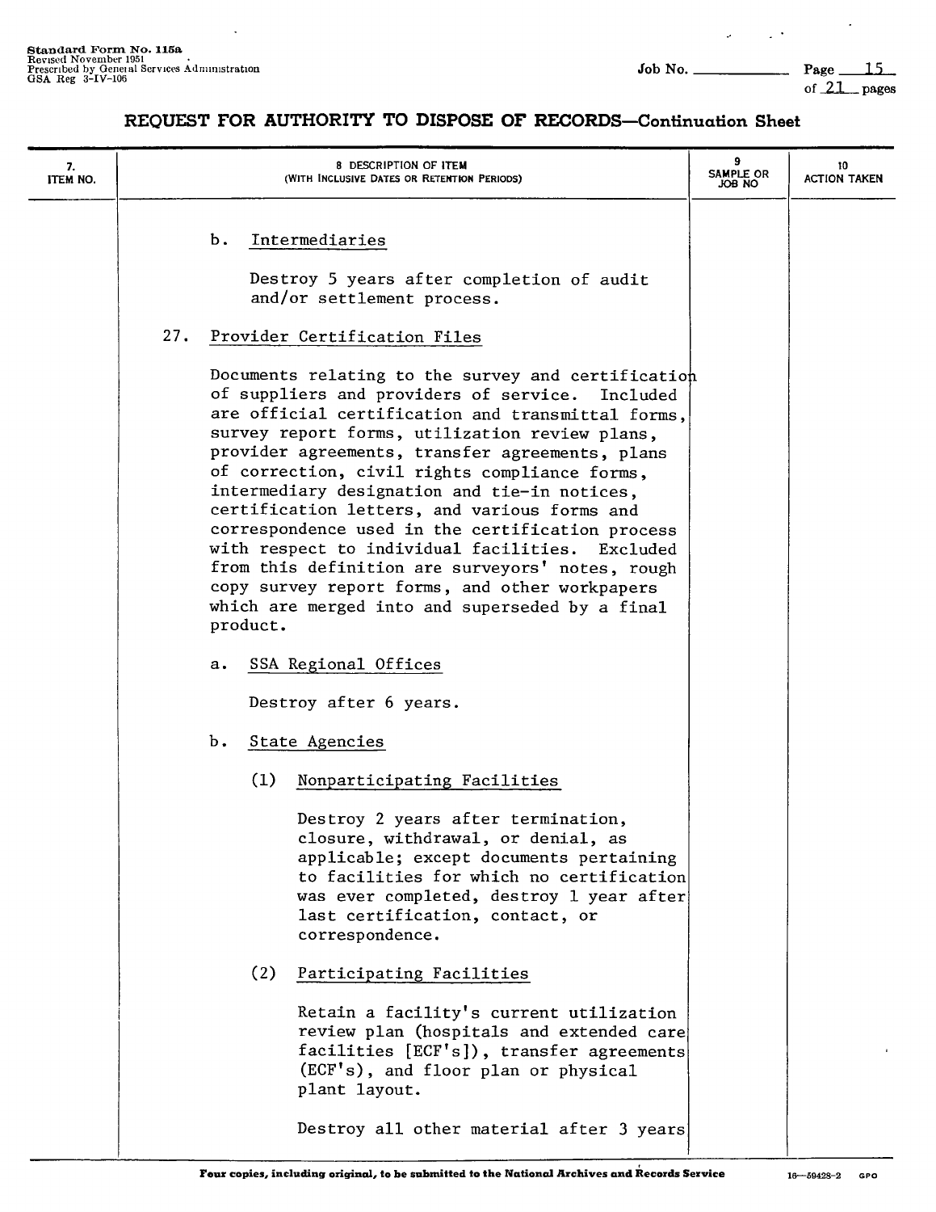## REQUEST FOR AUTHORITY TO DISPOSE OF RECORDS—Continuation Sheet

| 7. ITEM NO. | 8 DESCRIPTION OF ITEM (WITH INCLUSIVE DATES OR RETENTION PERIODS) | 9 SAMPLE OR JOB NO | 10 ACTION TAKEN |
|---|---|---|---|

b. Intermediaries

Destroy 5 years after completion of audit and/or settlement process.

27. Provider Certification Files

Documents relating to the survey and certification of suppliers and providers of service. Included are official certification and transmittal forms, survey report forms, utilization review plans, provider agreements, transfer agreements, plans of correction, civil rights compliance forms, intermediary designation and tie-in notices, certification letters, and various forms and correspondence used in the certification process with respect to individual facilities. Excluded from this definition are surveyors' notes, rough copy survey report forms, and other workpapers which are merged into and superseded by a final product.

a. SSA Regional Offices

Destroy after 6 years.

b. State Agencies

(1) Nonparticipating Facilities

Destroy 2 years after termination, closure, withdrawal, or denial, as applicable; except documents pertaining to facilities for which no certification was ever completed, destroy 1 year after last certification, contact, or correspondence.

(2) Participating Facilities

Retain a facility's current utilization review plan (hospitals and extended care facilities [ECF's]), transfer agreements (ECF's), and floor plan or physical plant layout.

Destroy all other material after 3 years

Four copies, including original, to be submitted to the National Archives and Records Service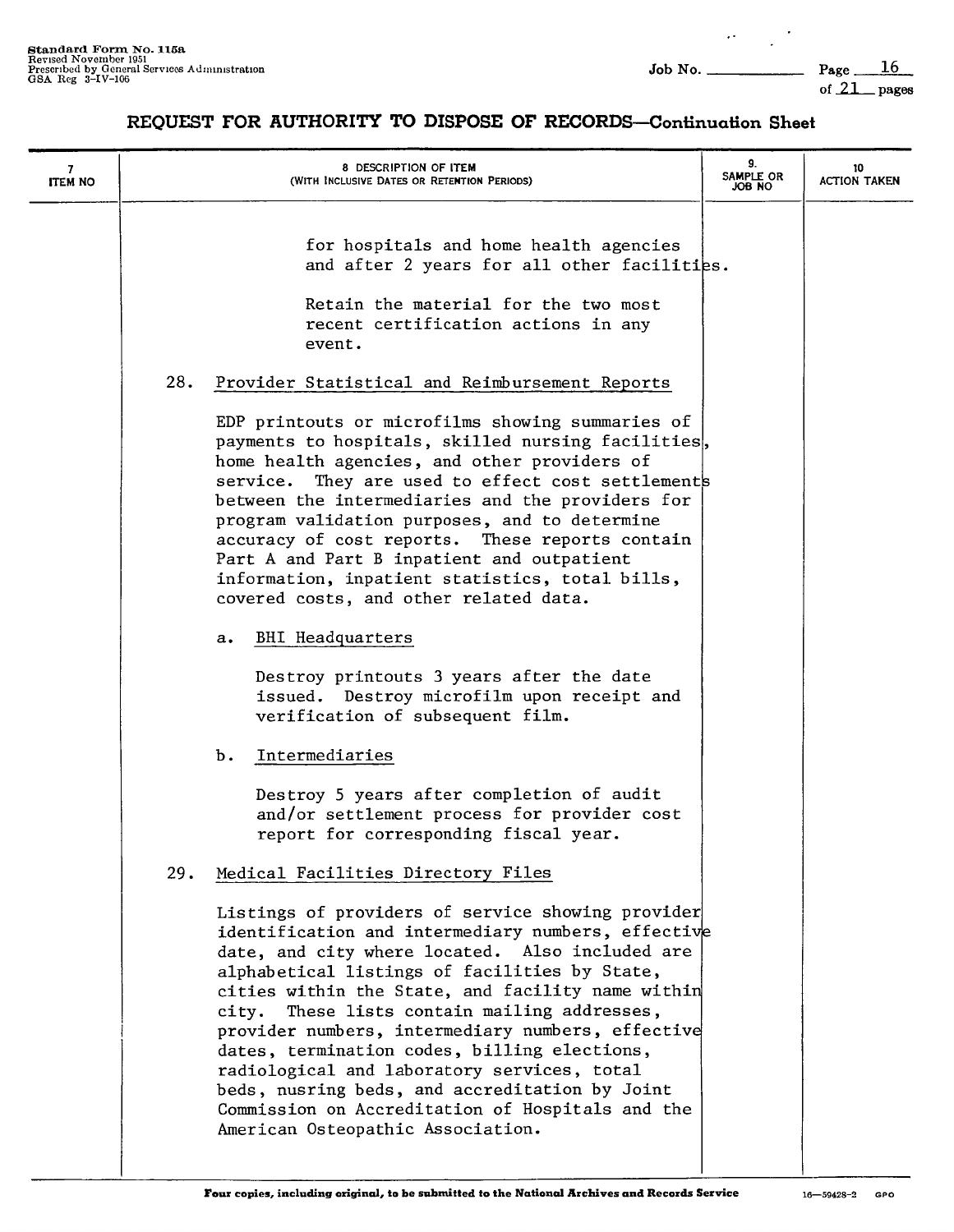## REQUEST FOR AUTHORITY TO DISPOSE OF RECORDS—Continuation Sheet

| 7 ITEM NO | 8 DESCRIPTION OF ITEM (WITH INCLUSIVE DATES OR RETENTION PERIODS) | 9. SAMPLE OR JOB NO | 10 ACTION TAKEN |
|---|---|---|---|

for hospitals and home health agencies and after 2 years for all other facilities.

Retain the material for the two most recent certification actions in any event.

28. Provider Statistical and Reimbursement Reports

EDP printouts or microfilms showing summaries of payments to hospitals, skilled nursing facilities, home health agencies, and other providers of service. They are used to effect cost settlements between the intermediaries and the providers for program validation purposes, and to determine accuracy of cost reports. These reports contain Part A and Part B inpatient and outpatient information, inpatient statistics, total bills, covered costs, and other related data.

a. BHI Headquarters

Destroy printouts 3 years after the date issued. Destroy microfilm upon receipt and verification of subsequent film.

b. Intermediaries

Destroy 5 years after completion of audit and/or settlement process for provider cost report for corresponding fiscal year.

29. Medical Facilities Directory Files

Listings of providers of service showing provider identification and intermediary numbers, effective date, and city where located. Also included are alphabetical listings of facilities by State, cities within the State, and facility name within city. These lists contain mailing addresses, provider numbers, intermediary numbers, effective dates, termination codes, billing elections, radiological and laboratory services, total beds, nusring beds, and accreditation by Joint Commission on Accreditation of Hospitals and the American Osteopathic Association.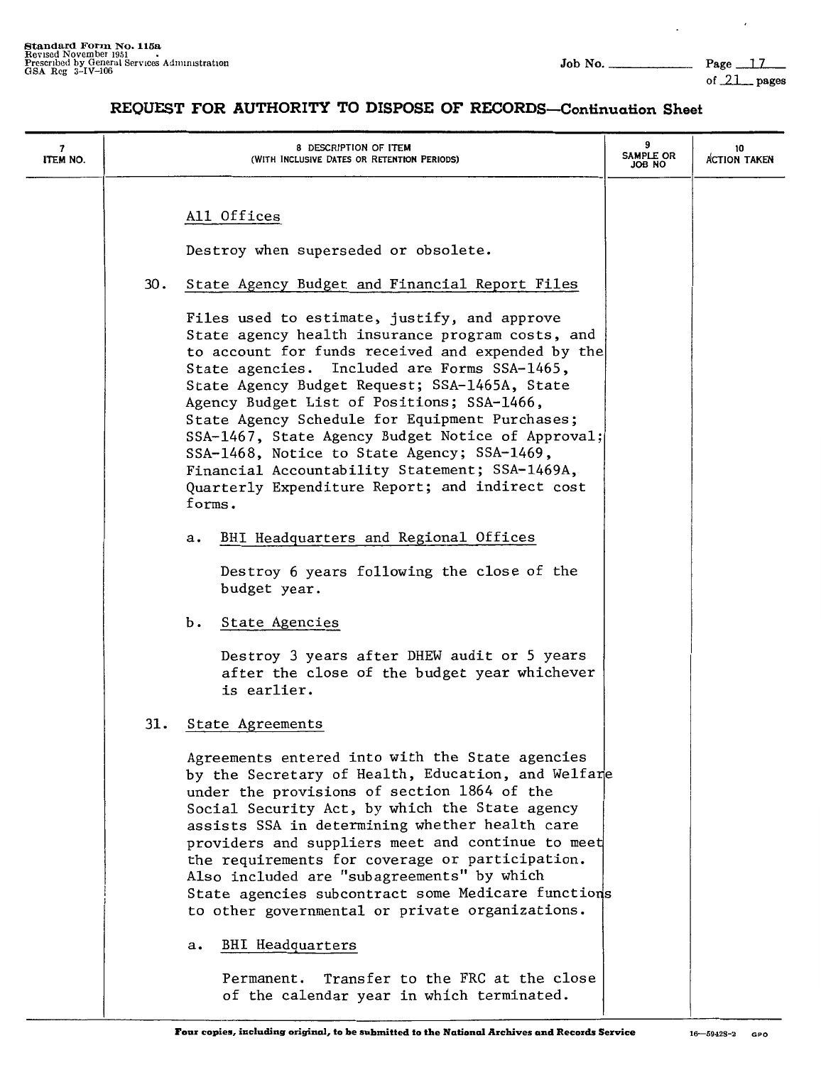## REQUEST FOR AUTHORITY TO DISPOSE OF RECORDS—Continuation Sheet

| 7 ITEM NO. | 8 DESCRIPTION OF ITEM (WITH INCLUSIVE DATES OR RETENTION PERIODS) | 9 SAMPLE OR JOB NO | 10 ACTION TAKEN |
|---|---|---|---|

All Offices

Destroy when superseded or obsolete.

30. State Agency Budget and Financial Report Files

Files used to estimate, justify, and approve State agency health insurance program costs, and to account for funds received and expended by the State agencies. Included are Forms SSA-1465, State Agency Budget Request; SSA-1465A, State Agency Budget List of Positions; SSA-1466, State Agency Schedule for Equipment Purchases; SSA-1467, State Agency Budget Notice of Approval; SSA-1468, Notice to State Agency; SSA-1469, Financial Accountability Statement; SSA-1469A, Quarterly Expenditure Report; and indirect cost forms.

a. BHI Headquarters and Regional Offices

Destroy 6 years following the close of the budget year.

b. State Agencies

Destroy 3 years after DHEW audit or 5 years after the close of the budget year whichever is earlier.

31. State Agreements

Agreements entered into with the State agencies by the Secretary of Health, Education, and Welfare under the provisions of section 1864 of the Social Security Act, by which the State agency assists SSA in determining whether health care providers and suppliers meet and continue to meet the requirements for coverage or participation. Also included are "subagreements" by which State agencies subcontract some Medicare functions to other governmental or private organizations.

a. BHI Headquarters

Permanent. Transfer to the FRC at the close of the calendar year in which terminated.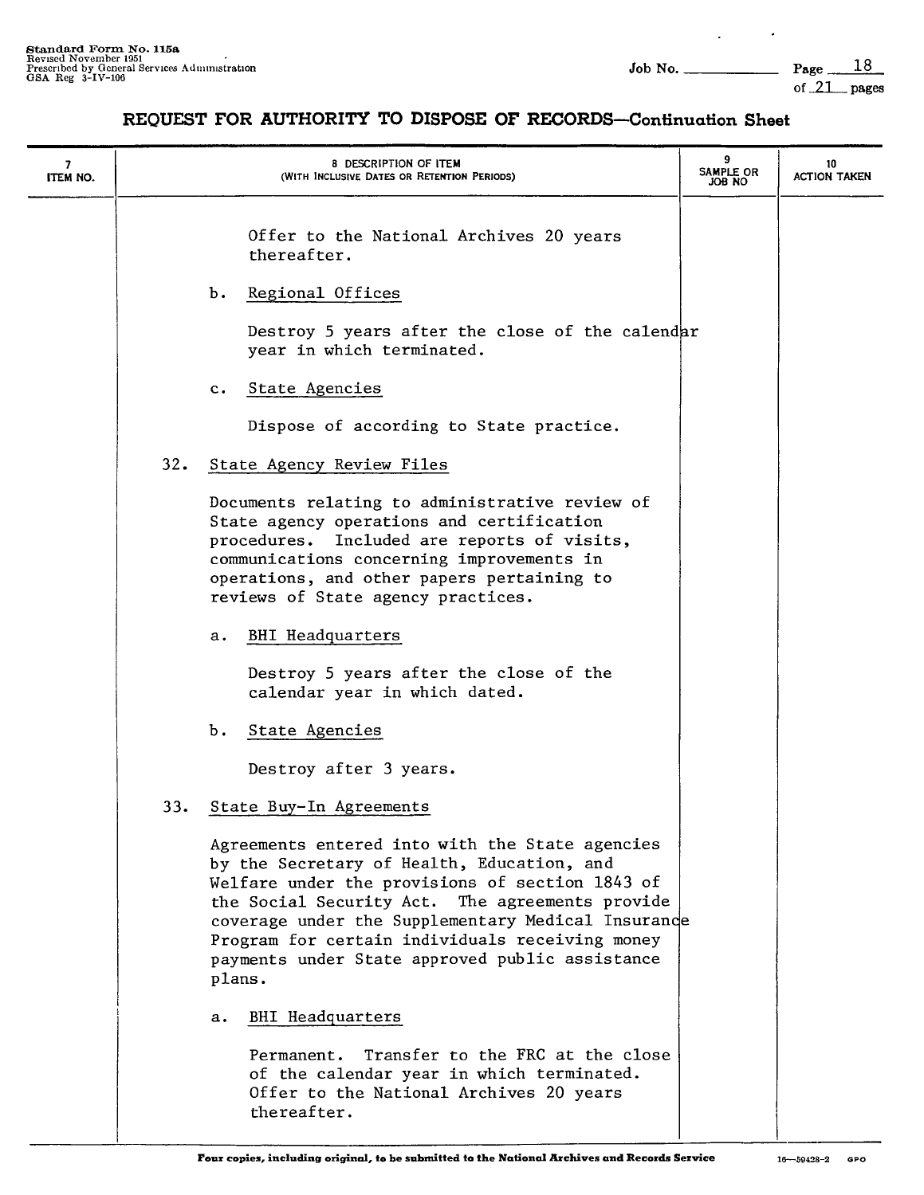## REQUEST FOR AUTHORITY TO DISPOSE OF RECORDS—Continuation Sheet

| 7 ITEM NO. | 8 DESCRIPTION OF ITEM (WITH INCLUSIVE DATES OR RETENTION PERIODS) | 9 SAMPLE OR JOB NO | 10 ACTION TAKEN |
|---|---|---|---|

Offer to the National Archives 20 years thereafter.

b. Regional Offices

Destroy 5 years after the close of the calendar year in which terminated.

c. State Agencies

Dispose of according to State practice.

32. State Agency Review Files

Documents relating to administrative review of State agency operations and certification procedures. Included are reports of visits, communications concerning improvements in operations, and other papers pertaining to reviews of State agency practices.

a. BHI Headquarters

Destroy 5 years after the close of the calendar year in which dated.

b. State Agencies

Destroy after 3 years.

33. State Buy-In Agreements

Agreements entered into with the State agencies by the Secretary of Health, Education, and Welfare under the provisions of section 1843 of the Social Security Act. The agreements provide coverage under the Supplementary Medical Insurance Program for certain individuals receiving money payments under State approved public assistance plans.

a. BHI Headquarters

Permanent. Transfer to the FRC at the close of the calendar year in which terminated. Offer to the National Archives 20 years thereafter.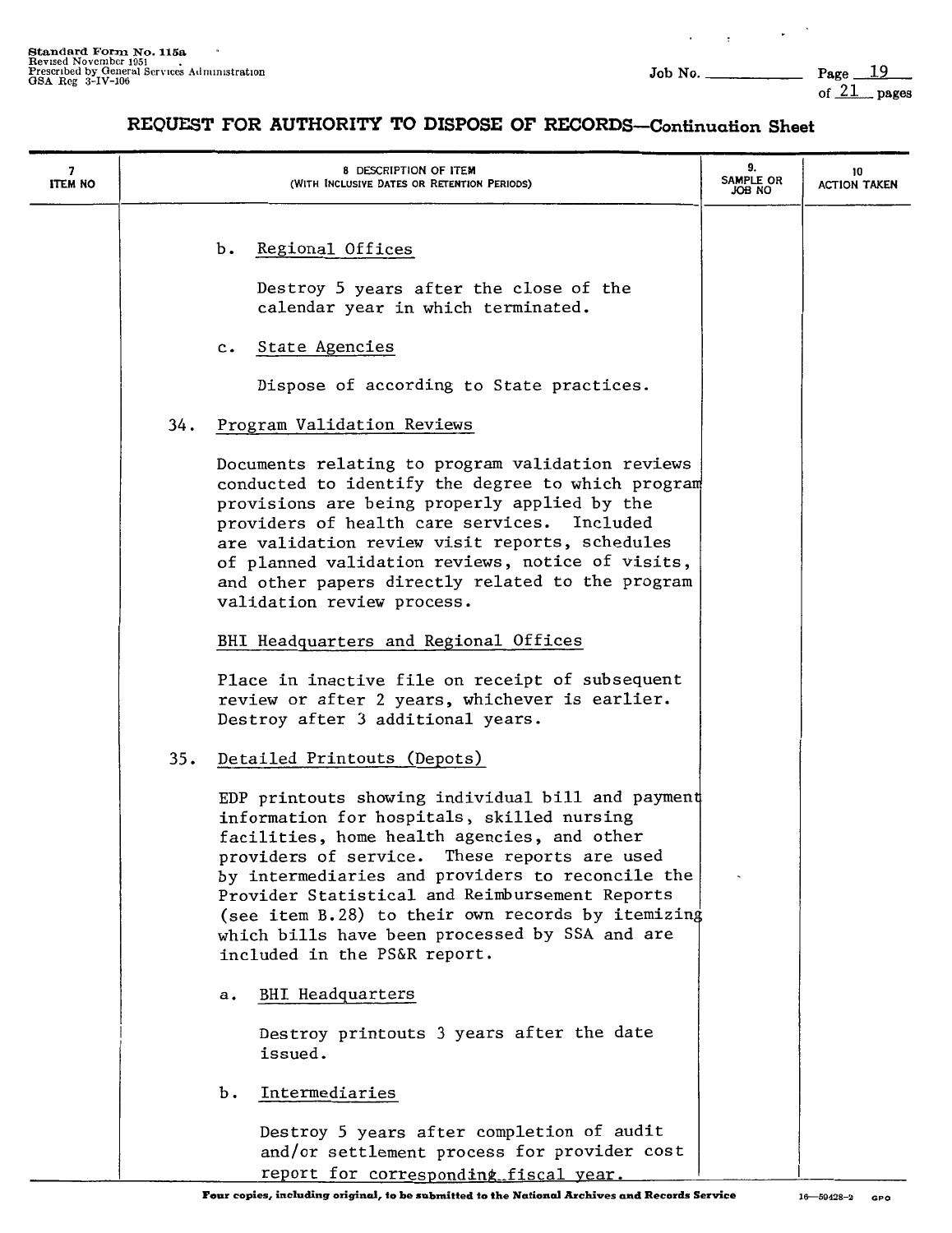**Standard Form No. 115a**
Revised November 1951
Prescribed by General Services Administration
GSA Reg 3-IV-106

Job No. ____________ Page 19 of 21 pages

## REQUEST FOR AUTHORITY TO DISPOSE OF RECORDS—Continuation Sheet

| 7. ITEM NO | 8. DESCRIPTION OF ITEM (WITH INCLUSIVE DATES OR RETENTION PERIODS) | 9. SAMPLE OR JOB NO | 10. ACTION TAKEN |
|---|---|---|---|

b. Regional Offices

Destroy 5 years after the close of the calendar year in which terminated.

c. State Agencies

Dispose of according to State practices.

34. Program Validation Reviews

Documents relating to program validation reviews conducted to identify the degree to which program provisions are being properly applied by the providers of health care services. Included are validation review visit reports, schedules of planned validation reviews, notice of visits, and other papers directly related to the program validation review process.

BHI Headquarters and Regional Offices

Place in inactive file on receipt of subsequent review or after 2 years, whichever is earlier. Destroy after 3 additional years.

35. Detailed Printouts (Depots)

EDP printouts showing individual bill and payment information for hospitals, skilled nursing facilities, home health agencies, and other providers of service. These reports are used by intermediaries and providers to reconcile the Provider Statistical and Reimbursement Reports (see item B.28) to their own records by itemizing which bills have been processed by SSA and are included in the PS&R report.

a. BHI Headquarters

Destroy printouts 3 years after the date issued.

b. Intermediaries

Destroy 5 years after completion of audit and/or settlement process for provider cost report for corresponding fiscal year.

**Four copies, including original, to be submitted to the National Archives and Records Service**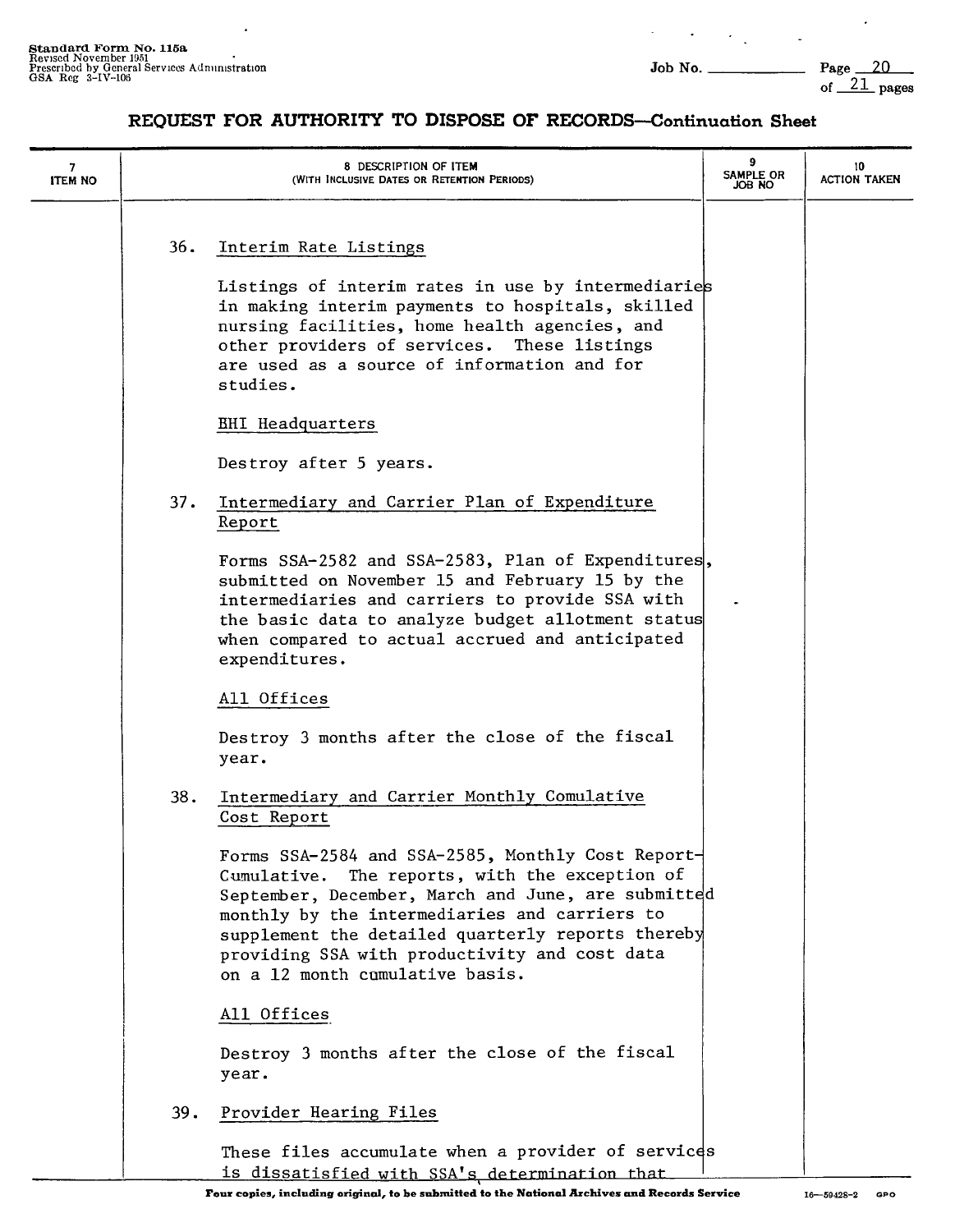## REQUEST FOR AUTHORITY TO DISPOSE OF RECORDS—Continuation Sheet

| 7 ITEM NO | 8 DESCRIPTION OF ITEM (WITH INCLUSIVE DATES OR RETENTION PERIODS) | 9 SAMPLE OR JOB NO | 10 ACTION TAKEN |
|---|---|---|---|

36. Interim Rate Listings

Listings of interim rates in use by intermediaries in making interim payments to hospitals, skilled nursing facilities, home health agencies, and other providers of services. These listings are used as a source of information and for studies.

BHI Headquarters

Destroy after 5 years.

37. Intermediary and Carrier Plan of Expenditure Report

Forms SSA-2582 and SSA-2583, Plan of Expenditures, submitted on November 15 and February 15 by the intermediaries and carriers to provide SSA with the basic data to analyze budget allotment status when compared to actual accrued and anticipated expenditures.

All Offices

Destroy 3 months after the close of the fiscal year.

38. Intermediary and Carrier Monthly Comulative Cost Report

Forms SSA-2584 and SSA-2585, Monthly Cost Report-Cumulative. The reports, with the exception of September, December, March and June, are submitted monthly by the intermediaries and carriers to supplement the detailed quarterly reports thereby providing SSA with productivity and cost data on a 12 month cumulative basis.

All Offices

Destroy 3 months after the close of the fiscal year.

39. Provider Hearing Files

These files accumulate when a provider of services is dissatisfied with SSA's determination that

Four copies, including original, to be submitted to the National Archives and Records Service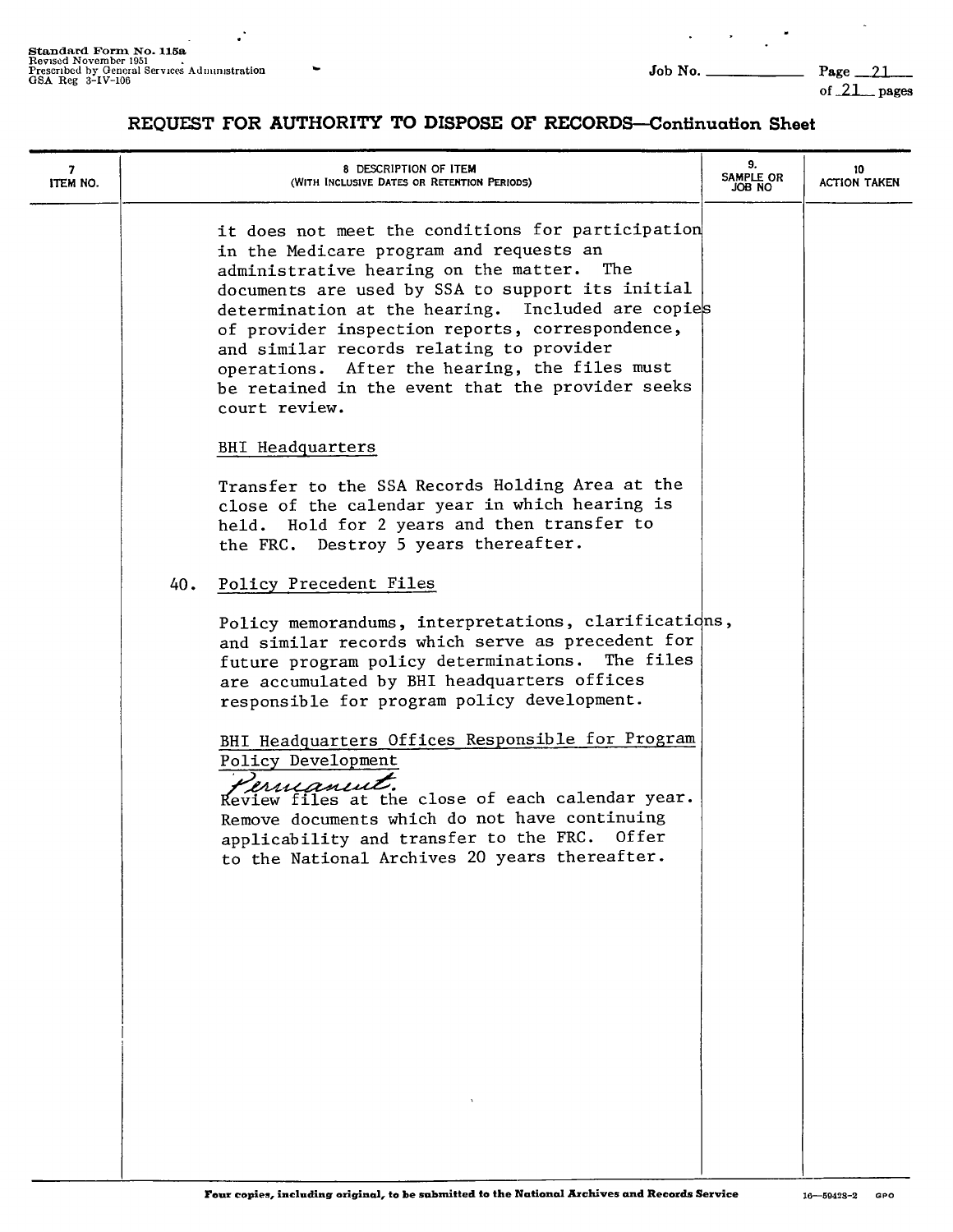Standard Form No. 115a
Revised November 1951
Prescribed by General Services Administration
GSA Reg 3-IV-106

Job No. ________ Page 21 of 21 pages

## REQUEST FOR AUTHORITY TO DISPOSE OF RECORDS—Continuation Sheet

| 7 ITEM NO. | 8 DESCRIPTION OF ITEM (WITH INCLUSIVE DATES OR RETENTION PERIODS) | 9. SAMPLE OR JOB NO | 10 ACTION TAKEN |
|---|---|---|---|
| | | | |

it does not meet the conditions for participation in the Medicare program and requests an administrative hearing on the matter. The documents are used by SSA to support its initial determination at the hearing. Included are copies of provider inspection reports, correspondence, and similar records relating to provider operations. After the hearing, the files must be retained in the event that the provider seeks court review.

BHI Headquarters

Transfer to the SSA Records Holding Area at the close of the calendar year in which hearing is held. Hold for 2 years and then transfer to the FRC. Destroy 5 years thereafter.

40. Policy Precedent Files

Policy memorandums, interpretations, clarifications, and similar records which serve as precedent for future program policy determinations. The files are accumulated by BHI headquarters offices responsible for program policy development.

BHI Headquarters Offices Responsible for Program Policy Development

*Permanent.*
Review files at the close of each calendar year. Remove documents which do not have continuing applicability and transfer to the FRC. Offer to the National Archives 20 years thereafter.

**Four copies, including original, to be submitted to the National Archives and Records Service**